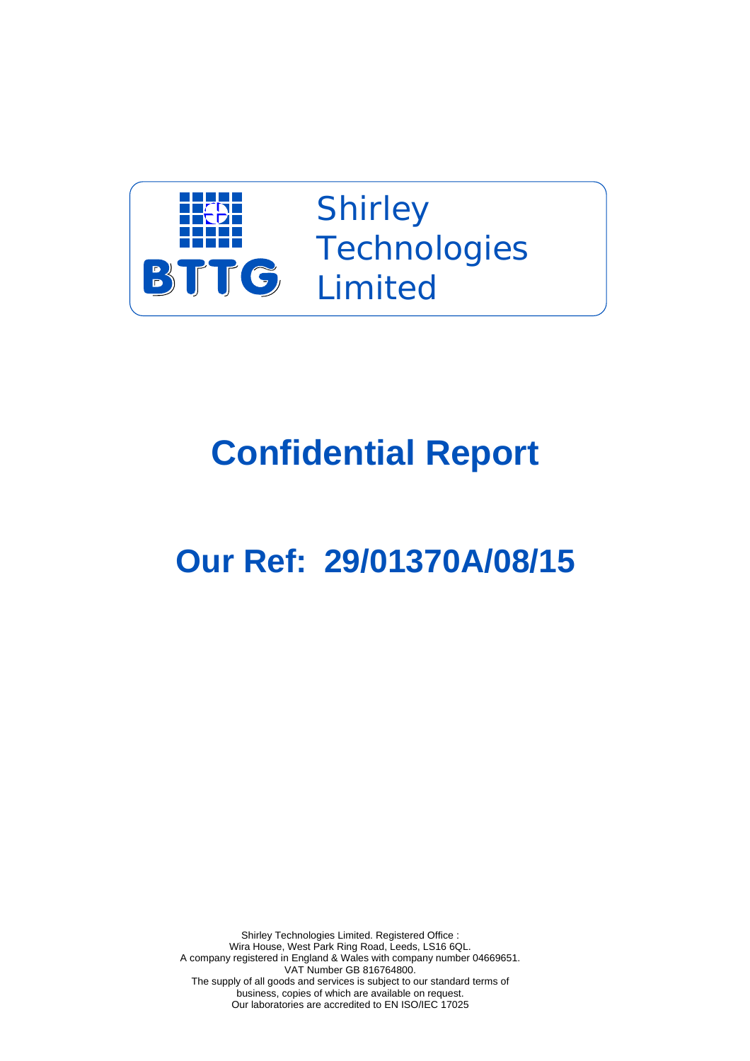BTTG

Shirley Technologies Limited

# Confidential Report

# Our Ref: 29/01370A/08/15

Shirley Technologies Limited. Registered Office :
Wira House, West Park Ring Road, Leeds, LS16 6QL.
A company registered in England & Wales with company number 04669651.
VAT Number GB 816764800.
The supply of all goods and services is subject to our standard terms of business, copies of which are available on request.
Our laboratories are accredited to EN ISO/IEC 17025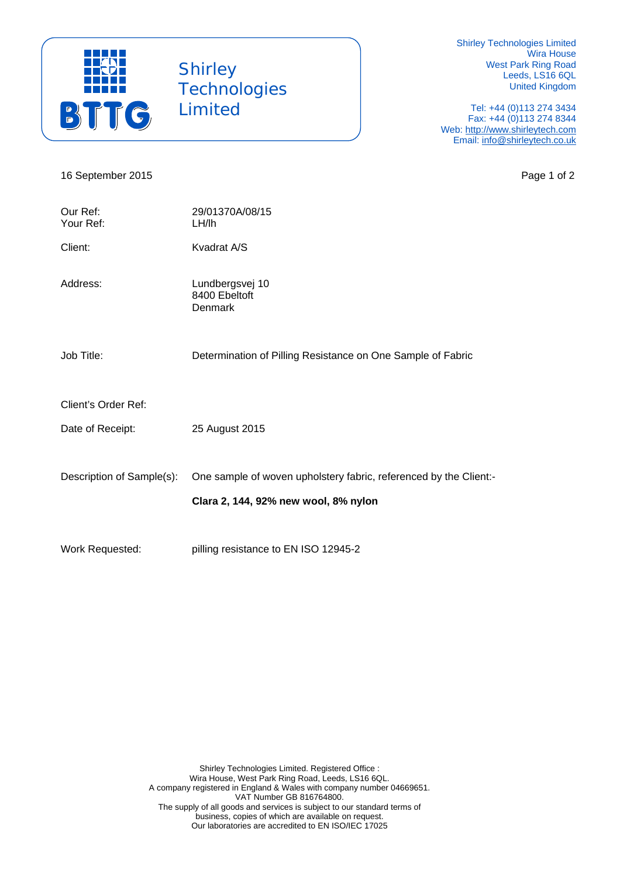Shirley Technologies Limited
Wira House
West Park Ring Road
Leeds, LS16 6QL
United Kingdom

Tel: +44 (0)113 274 3434
Fax: +44 (0)113 274 8344
Web: http://www.shirleytech.com
Email: info@shirleytech.co.uk

16 September 2015

| | |
|---|---|
| Our Ref: | 29/01370A/08/15 |
| Your Ref: | LH/lh |
| Client: | Kvadrat A/S |
| Address: | Lundbergsvej 10<br>8400 Ebeltoft<br>Denmark |
| Job Title: | Determination of Pilling Resistance on One Sample of Fabric |
| Client's Order Ref: | |
| Date of Receipt: | 25 August 2015 |
| Description of Sample(s): | One sample of woven upholstery fabric, referenced by the Client:-<br>**Clara 2, 144, 92% new wool, 8% nylon** |
| Work Requested: | pilling resistance to EN ISO 12945-2 |

Shirley Technologies Limited. Registered Office :
Wira House, West Park Ring Road, Leeds, LS16 6QL.
A company registered in England & Wales with company number 04669651.
VAT Number GB 816764800.
The supply of all goods and services is subject to our standard terms of business, copies of which are available on request.
Our laboratories are accredited to EN ISO/IEC 17025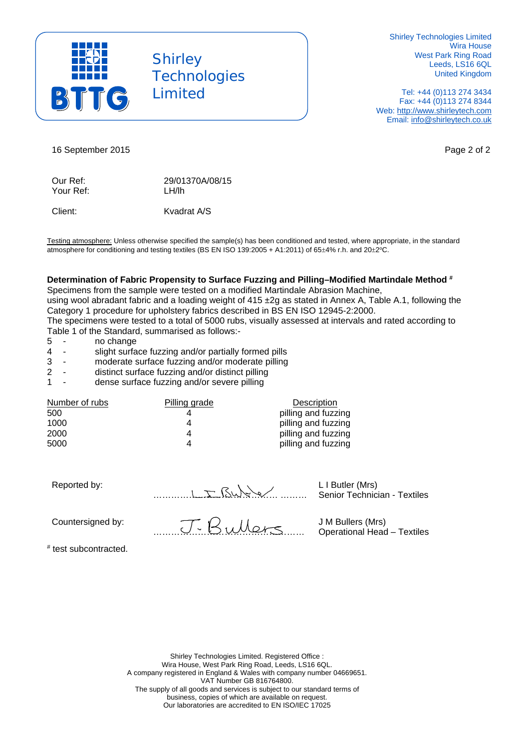Shirley Technologies Limited

Shirley Technologies Limited
Wira House
West Park Ring Road
Leeds, LS16 6QL
United Kingdom

Tel: +44 (0)113 274 3434
Fax: +44 (0)113 274 8344
Web: http://www.shirleytech.com
Email: info@shirleytech.co.uk

16 September 2015

| | |
|---|---|
| Our Ref: | 29/01370A/08/15 |
| Your Ref: | LH/lh |
| Client: | Kvadrat A/S |

Testing atmosphere: Unless otherwise specified the sample(s) has been conditioned and tested, where appropriate, in the standard atmosphere for conditioning and testing textiles (BS EN ISO 139:2005 + A1:2011) of 65±4% r.h. and 20±2ºC.

**Determination of Fabric Propensity to Surface Fuzzing and Pilling–Modified Martindale Method #**

Specimens from the sample were tested on a modified Martindale Abrasion Machine, using wool abradant fabric and a loading weight of 415 ±2g as stated in Annex A, Table A.1, following the Category 1 procedure for upholstery fabrics described in BS EN ISO 12945-2:2000.
The specimens were tested to a total of 5000 rubs, visually assessed at intervals and rated according to Table 1 of the Standard, summarised as follows:-

5 - no change
4 - slight surface fuzzing and/or partially formed pills
3 - moderate surface fuzzing and/or moderate pilling
2 - distinct surface fuzzing and/or distinct pilling
1 - dense surface fuzzing and/or severe pilling

| Number of rubs | Pilling grade | Description |
|---|---|---|
| 500 | 4 | pilling and fuzzing |
| 1000 | 4 | pilling and fuzzing |
| 2000 | 4 | pilling and fuzzing |
| 5000 | 4 | pilling and fuzzing |

Reported by: L I Butler (Mrs), Senior Technician - Textiles

Countersigned by: J M Bullers (Mrs), Operational Head – Textiles

# test subcontracted.

Shirley Technologies Limited. Registered Office :
Wira House, West Park Ring Road, Leeds, LS16 6QL.
A company registered in England & Wales with company number 04669651.
VAT Number GB 816764800.
The supply of all goods and services is subject to our standard terms of business, copies of which are available on request.
Our laboratories are accredited to EN ISO/IEC 17025